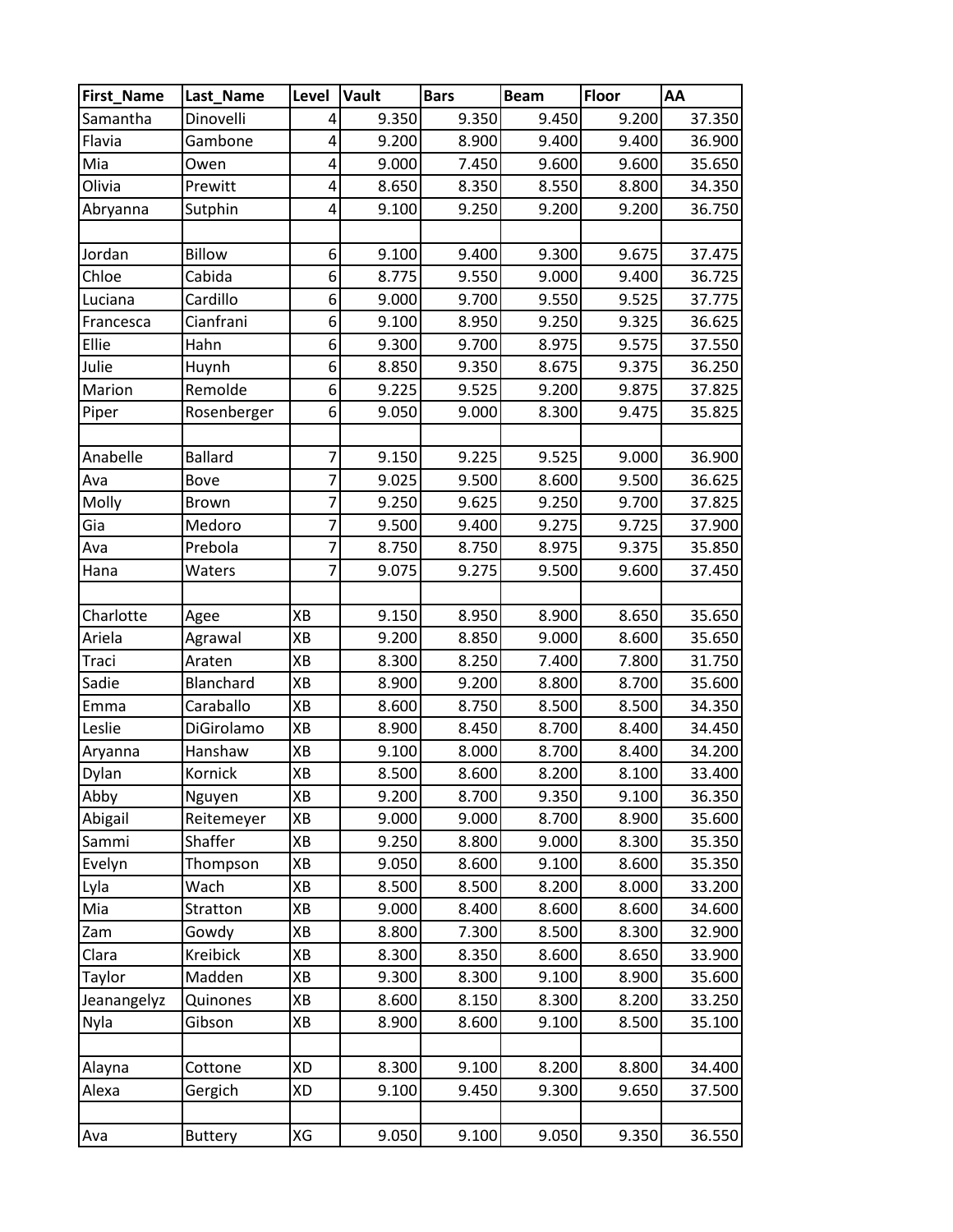| First_Name | Last_Name | Level | Vault | Bars | Beam | Floor | AA |
| --- | --- | --- | --- | --- | --- | --- | --- |
| Samantha | Dinovelli | 4 | 9.350 | 9.350 | 9.450 | 9.200 | 37.350 |
| Flavia | Gambone | 4 | 9.200 | 8.900 | 9.400 | 9.400 | 36.900 |
| Mia | Owen | 4 | 9.000 | 7.450 | 9.600 | 9.600 | 35.650 |
| Olivia | Prewitt | 4 | 8.650 | 8.350 | 8.550 | 8.800 | 34.350 |
| Abryanna | Sutphin | 4 | 9.100 | 9.250 | 9.200 | 9.200 | 36.750 |
| | | | | | | | |
| Jordan | Billow | 6 | 9.100 | 9.400 | 9.300 | 9.675 | 37.475 |
| Chloe | Cabida | 6 | 8.775 | 9.550 | 9.000 | 9.400 | 36.725 |
| Luciana | Cardillo | 6 | 9.000 | 9.700 | 9.550 | 9.525 | 37.775 |
| Francesca | Cianfrani | 6 | 9.100 | 8.950 | 9.250 | 9.325 | 36.625 |
| Ellie | Hahn | 6 | 9.300 | 9.700 | 8.975 | 9.575 | 37.550 |
| Julie | Huynh | 6 | 8.850 | 9.350 | 8.675 | 9.375 | 36.250 |
| Marion | Remolde | 6 | 9.225 | 9.525 | 9.200 | 9.875 | 37.825 |
| Piper | Rosenberger | 6 | 9.050 | 9.000 | 8.300 | 9.475 | 35.825 |
| | | | | | | | |
| Anabelle | Ballard | 7 | 9.150 | 9.225 | 9.525 | 9.000 | 36.900 |
| Ava | Bove | 7 | 9.025 | 9.500 | 8.600 | 9.500 | 36.625 |
| Molly | Brown | 7 | 9.250 | 9.625 | 9.250 | 9.700 | 37.825 |
| Gia | Medoro | 7 | 9.500 | 9.400 | 9.275 | 9.725 | 37.900 |
| Ava | Prebola | 7 | 8.750 | 8.750 | 8.975 | 9.375 | 35.850 |
| Hana | Waters | 7 | 9.075 | 9.275 | 9.500 | 9.600 | 37.450 |
| | | | | | | | |
| Charlotte | Agee | XB | 9.150 | 8.950 | 8.900 | 8.650 | 35.650 |
| Ariela | Agrawal | XB | 9.200 | 8.850 | 9.000 | 8.600 | 35.650 |
| Traci | Araten | XB | 8.300 | 8.250 | 7.400 | 7.800 | 31.750 |
| Sadie | Blanchard | XB | 8.900 | 9.200 | 8.800 | 8.700 | 35.600 |
| Emma | Caraballo | XB | 8.600 | 8.750 | 8.500 | 8.500 | 34.350 |
| Leslie | DiGirolamo | XB | 8.900 | 8.450 | 8.700 | 8.400 | 34.450 |
| Aryanna | Hanshaw | XB | 9.100 | 8.000 | 8.700 | 8.400 | 34.200 |
| Dylan | Kornick | XB | 8.500 | 8.600 | 8.200 | 8.100 | 33.400 |
| Abby | Nguyen | XB | 9.200 | 8.700 | 9.350 | 9.100 | 36.350 |
| Abigail | Reitemeyer | XB | 9.000 | 9.000 | 8.700 | 8.900 | 35.600 |
| Sammi | Shaffer | XB | 9.250 | 8.800 | 9.000 | 8.300 | 35.350 |
| Evelyn | Thompson | XB | 9.050 | 8.600 | 9.100 | 8.600 | 35.350 |
| Lyla | Wach | XB | 8.500 | 8.500 | 8.200 | 8.000 | 33.200 |
| Mia | Stratton | XB | 9.000 | 8.400 | 8.600 | 8.600 | 34.600 |
| Zam | Gowdy | XB | 8.800 | 7.300 | 8.500 | 8.300 | 32.900 |
| Clara | Kreibick | XB | 8.300 | 8.350 | 8.600 | 8.650 | 33.900 |
| Taylor | Madden | XB | 9.300 | 8.300 | 9.100 | 8.900 | 35.600 |
| Jeanangelyz | Quinones | XB | 8.600 | 8.150 | 8.300 | 8.200 | 33.250 |
| Nyla | Gibson | XB | 8.900 | 8.600 | 9.100 | 8.500 | 35.100 |
| | | | | | | | |
| Alayna | Cottone | XD | 8.300 | 9.100 | 8.200 | 8.800 | 34.400 |
| Alexa | Gergich | XD | 9.100 | 9.450 | 9.300 | 9.650 | 37.500 |
| | | | | | | | |
| Ava | Buttery | XG | 9.050 | 9.100 | 9.050 | 9.350 | 36.550 |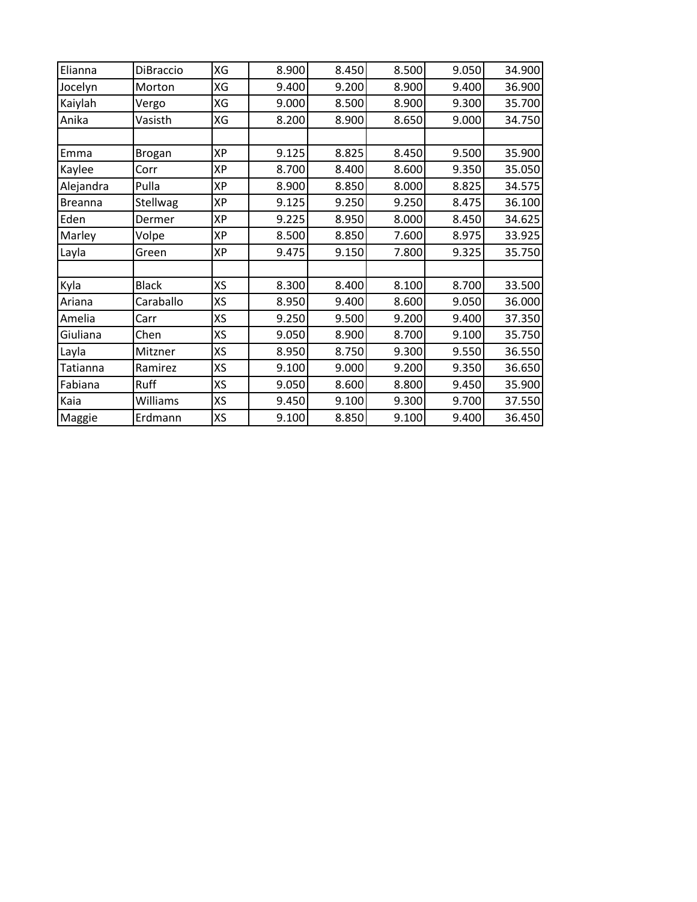| | | | | | | | |
|---|---|---|---|---|---|---|---|
| Elianna | DiBraccio | XG | 8.900 | 8.450 | 8.500 | 9.050 | 34.900 |
| Jocelyn | Morton | XG | 9.400 | 9.200 | 8.900 | 9.400 | 36.900 |
| Kaiylah | Vergo | XG | 9.000 | 8.500 | 8.900 | 9.300 | 35.700 |
| Anika | Vasisth | XG | 8.200 | 8.900 | 8.650 | 9.000 | 34.750 |
| | | | | | | | |
| Emma | Brogan | XP | 9.125 | 8.825 | 8.450 | 9.500 | 35.900 |
| Kaylee | Corr | XP | 8.700 | 8.400 | 8.600 | 9.350 | 35.050 |
| Alejandra | Pulla | XP | 8.900 | 8.850 | 8.000 | 8.825 | 34.575 |
| Breanna | Stellwag | XP | 9.125 | 9.250 | 9.250 | 8.475 | 36.100 |
| Eden | Dermer | XP | 9.225 | 8.950 | 8.000 | 8.450 | 34.625 |
| Marley | Volpe | XP | 8.500 | 8.850 | 7.600 | 8.975 | 33.925 |
| Layla | Green | XP | 9.475 | 9.150 | 7.800 | 9.325 | 35.750 |
| | | | | | | | |
| Kyla | Black | XS | 8.300 | 8.400 | 8.100 | 8.700 | 33.500 |
| Ariana | Caraballo | XS | 8.950 | 9.400 | 8.600 | 9.050 | 36.000 |
| Amelia | Carr | XS | 9.250 | 9.500 | 9.200 | 9.400 | 37.350 |
| Giuliana | Chen | XS | 9.050 | 8.900 | 8.700 | 9.100 | 35.750 |
| Layla | Mitzner | XS | 8.950 | 8.750 | 9.300 | 9.550 | 36.550 |
| Tatianna | Ramirez | XS | 9.100 | 9.000 | 9.200 | 9.350 | 36.650 |
| Fabiana | Ruff | XS | 9.050 | 8.600 | 8.800 | 9.450 | 35.900 |
| Kaia | Williams | XS | 9.450 | 9.100 | 9.300 | 9.700 | 37.550 |
| Maggie | Erdmann | XS | 9.100 | 8.850 | 9.100 | 9.400 | 36.450 |